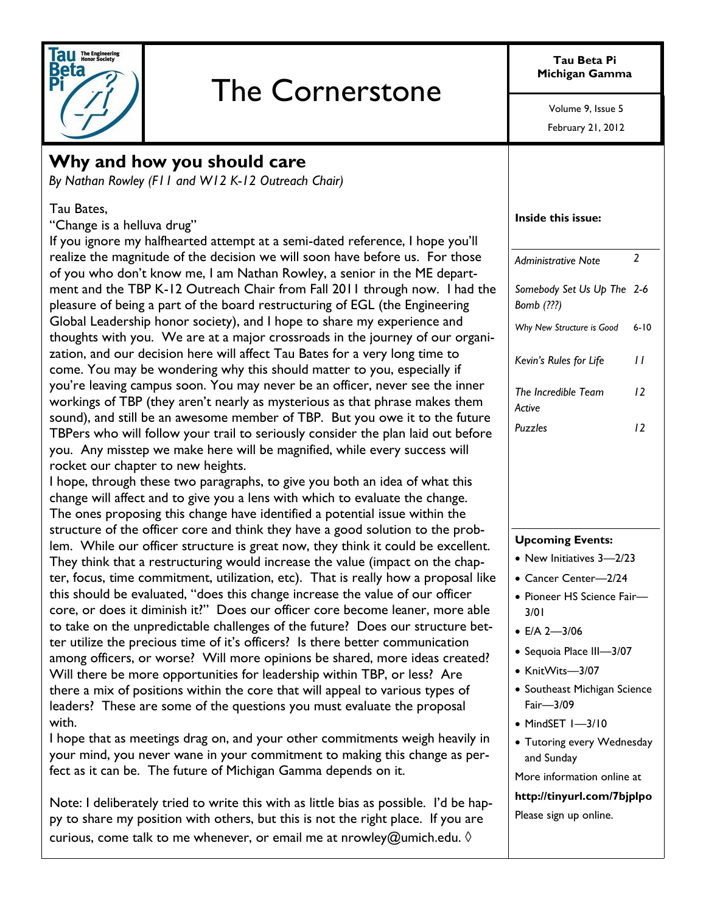# The Cornerstone

**Tau Beta Pi Michigan Gamma**

Volume 9, Issue 5

February 21, 2012

## Why and how you should care

*By Nathan Rowley (F11 and W12 K-12 Outreach Chair)*

Tau Bates,

"Change is a helluva drug"

If you ignore my halfhearted attempt at a semi-dated reference, I hope you'll realize the magnitude of the decision we will soon have before us. For those of you who don't know me, I am Nathan Rowley, a senior in the ME department and the TBP K-12 Outreach Chair from Fall 2011 through now. I had the pleasure of being a part of the board restructuring of EGL (the Engineering Global Leadership honor society), and I hope to share my experience and thoughts with you. We are at a major crossroads in the journey of our organization, and our decision here will affect Tau Bates for a very long time to come. You may be wondering why this should matter to you, especially if you're leaving campus soon. You may never be an officer, never see the inner workings of TBP (they aren't nearly as mysterious as that phrase makes them sound), and still be an awesome member of TBP. But you owe it to the future TBPers who will follow your trail to seriously consider the plan laid out before you. Any misstep we make here will be magnified, while every success will rocket our chapter to new heights.

I hope, through these two paragraphs, to give you both an idea of what this change will affect and to give you a lens with which to evaluate the change. The ones proposing this change have identified a potential issue within the structure of the officer core and think they have a good solution to the problem. While our officer structure is great now, they think it could be excellent. They think that a restructuring would increase the value (impact on the chapter, focus, time commitment, utilization, etc). That is really how a proposal like this should be evaluated, "does this change increase the value of our officer core, or does it diminish it?" Does our officer core become leaner, more able to take on the unpredictable challenges of the future? Does our structure better utilize the precious time of it's officers? Is there better communication among officers, or worse? Will more opinions be shared, more ideas created? Will there be more opportunities for leadership within TBP, or less? Are there a mix of positions within the core that will appeal to various types of leaders? These are some of the questions you must evaluate the proposal with.

I hope that as meetings drag on, and your other commitments weigh heavily in your mind, you never wane in your commitment to making this change as perfect as it can be. The future of Michigan Gamma depends on it.

Note: I deliberately tried to write this with as little bias as possible. I'd be happy to share my position with others, but this is not the right place. If you are curious, come talk to me whenever, or email me at nrowley@umich.edu. ◊

**Inside this issue:**

| | |
|---|---|
| *Administrative Note* | 2 |
| *Somebody Set Us Up The Bomb (???)* | 2-6 |
| *Why New Structure is Good* | 6-10 |
| *Kevin's Rules for Life* | 11 |
| *The Incredible Team Active* | 12 |
| *Puzzles* | 12 |

**Upcoming Events:**

- New Initiatives 3—2/23
- Cancer Center—2/24
- Pioneer HS Science Fair—3/01
- E/A 2—3/06
- Sequoia Place III—3/07
- KnitWits—3/07
- Southeast Michigan Science Fair—3/09
- MindSET I—3/10
- Tutoring every Wednesday and Sunday

More information online at

**http://tinyurl.com/7bjplpo**

Please sign up online.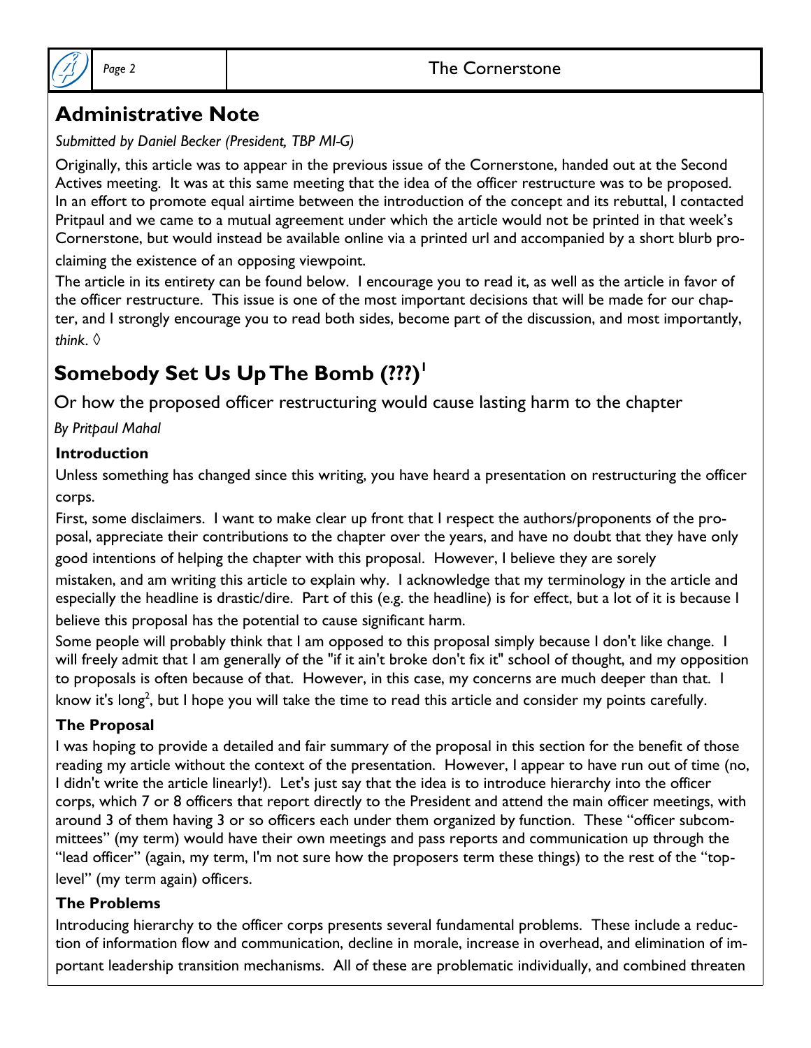## Administrative Note

*Submitted by Daniel Becker (President, TBP MI-G)*

Originally, this article was to appear in the previous issue of the Cornerstone, handed out at the Second Actives meeting. It was at this same meeting that the idea of the officer restructure was to be proposed. In an effort to promote equal airtime between the introduction of the concept and its rebuttal, I contacted Pritpaul and we came to a mutual agreement under which the article would not be printed in that week's Cornerstone, but would instead be available online via a printed url and accompanied by a short blurb proclaiming the existence of an opposing viewpoint.

The article in its entirety can be found below. I encourage you to read it, as well as the article in favor of the officer restructure. This issue is one of the most important decisions that will be made for our chapter, and I strongly encourage you to read both sides, become part of the discussion, and most importantly, *think*. ◊

## Somebody Set Us Up The Bomb (???)[1]

Or how the proposed officer restructuring would cause lasting harm to the chapter

*By Pritpaul Mahal*

### Introduction

Unless something has changed since this writing, you have heard a presentation on restructuring the officer corps.

First, some disclaimers. I want to make clear up front that I respect the authors/proponents of the proposal, appreciate their contributions to the chapter over the years, and have no doubt that they have only good intentions of helping the chapter with this proposal. However, I believe they are sorely mistaken, and am writing this article to explain why. I acknowledge that my terminology in the article and especially the headline is drastic/dire. Part of this (e.g. the headline) is for effect, but a lot of it is because I believe this proposal has the potential to cause significant harm.

Some people will probably think that I am opposed to this proposal simply because I don't like change. I will freely admit that I am generally of the "if it ain't broke don't fix it" school of thought, and my opposition to proposals is often because of that. However, in this case, my concerns are much deeper than that. I know it's long[2], but I hope you will take the time to read this article and consider my points carefully.

### The Proposal

I was hoping to provide a detailed and fair summary of the proposal in this section for the benefit of those reading my article without the context of the presentation. However, I appear to have run out of time (no, I didn't write the article linearly!). Let's just say that the idea is to introduce hierarchy into the officer corps, which 7 or 8 officers that report directly to the President and attend the main officer meetings, with around 3 of them having 3 or so officers each under them organized by function. These "officer subcommittees" (my term) would have their own meetings and pass reports and communication up through the "lead officer" (again, my term, I'm not sure how the proposers term these things) to the rest of the "top-level" (my term again) officers.

### The Problems

Introducing hierarchy to the officer corps presents several fundamental problems. These include a reduction of information flow and communication, decline in morale, increase in overhead, and elimination of important leadership transition mechanisms. All of these are problematic individually, and combined threaten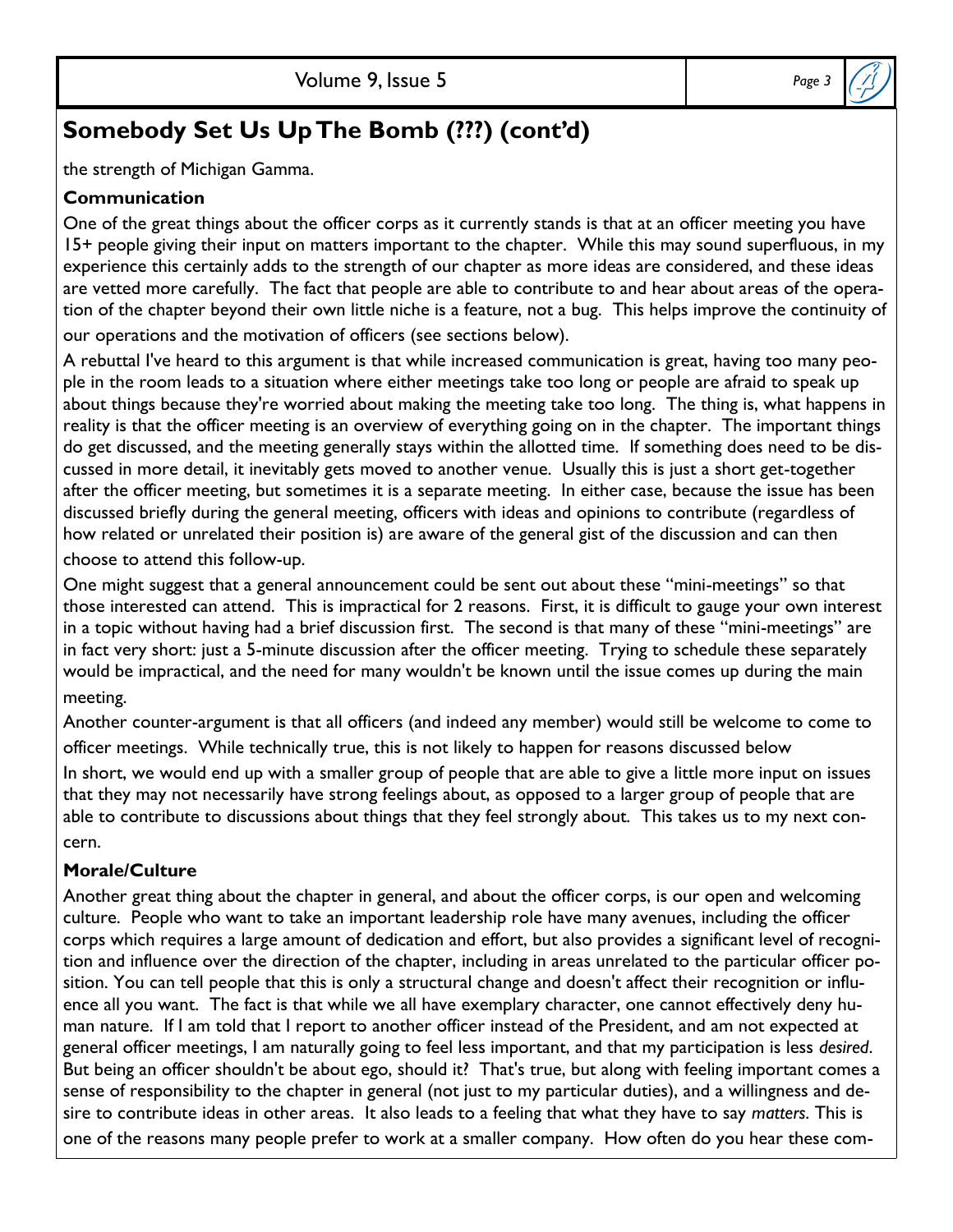## Somebody Set Us Up The Bomb (???) (cont'd)

the strength of Michigan Gamma.

### Communication

One of the great things about the officer corps as it currently stands is that at an officer meeting you have 15+ people giving their input on matters important to the chapter. While this may sound superfluous, in my experience this certainly adds to the strength of our chapter as more ideas are considered, and these ideas are vetted more carefully. The fact that people are able to contribute to and hear about areas of the operation of the chapter beyond their own little niche is a feature, not a bug. This helps improve the continuity of our operations and the motivation of officers (see sections below).

A rebuttal I've heard to this argument is that while increased communication is great, having too many people in the room leads to a situation where either meetings take too long or people are afraid to speak up about things because they're worried about making the meeting take too long. The thing is, what happens in reality is that the officer meeting is an overview of everything going on in the chapter. The important things do get discussed, and the meeting generally stays within the allotted time. If something does need to be discussed in more detail, it inevitably gets moved to another venue. Usually this is just a short get-together after the officer meeting, but sometimes it is a separate meeting. In either case, because the issue has been discussed briefly during the general meeting, officers with ideas and opinions to contribute (regardless of how related or unrelated their position is) are aware of the general gist of the discussion and can then choose to attend this follow-up.

One might suggest that a general announcement could be sent out about these "mini-meetings" so that those interested can attend. This is impractical for 2 reasons. First, it is difficult to gauge your own interest in a topic without having had a brief discussion first. The second is that many of these "mini-meetings" are in fact very short: just a 5-minute discussion after the officer meeting. Trying to schedule these separately would be impractical, and the need for many wouldn't be known until the issue comes up during the main meeting.

Another counter-argument is that all officers (and indeed any member) would still be welcome to come to officer meetings. While technically true, this is not likely to happen for reasons discussed below

In short, we would end up with a smaller group of people that are able to give a little more input on issues that they may not necessarily have strong feelings about, as opposed to a larger group of people that are able to contribute to discussions about things that they feel strongly about. This takes us to my next concern.

### Morale/Culture

Another great thing about the chapter in general, and about the officer corps, is our open and welcoming culture. People who want to take an important leadership role have many avenues, including the officer corps which requires a large amount of dedication and effort, but also provides a significant level of recognition and influence over the direction of the chapter, including in areas unrelated to the particular officer position. You can tell people that this is only a structural change and doesn't affect their recognition or influence all you want. The fact is that while we all have exemplary character, one cannot effectively deny human nature. If I am told that I report to another officer instead of the President, and am not expected at general officer meetings, I am naturally going to feel less important, and that my participation is less *desired*. But being an officer shouldn't be about ego, should it? That's true, but along with feeling important comes a sense of responsibility to the chapter in general (not just to my particular duties), and a willingness and desire to contribute ideas in other areas. It also leads to a feeling that what they have to say *matters*. This is one of the reasons many people prefer to work at a smaller company. How often do you hear these com-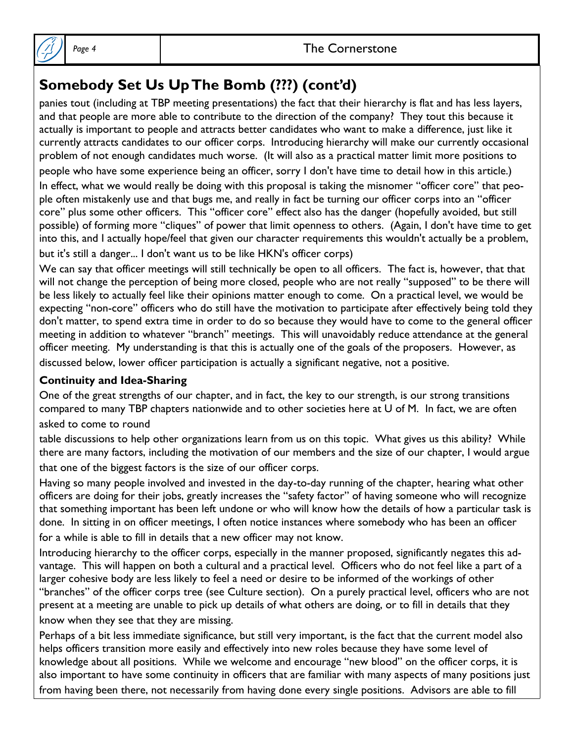## Somebody Set Us Up The Bomb (???) (cont'd)

panies tout (including at TBP meeting presentations) the fact that their hierarchy is flat and has less layers, and that people are more able to contribute to the direction of the company? They tout this because it actually is important to people and attracts better candidates who want to make a difference, just like it currently attracts candidates to our officer corps. Introducing hierarchy will make our currently occasional problem of not enough candidates much worse. (It will also as a practical matter limit more positions to people who have some experience being an officer, sorry I don't have time to detail how in this article.)

In effect, what we would really be doing with this proposal is taking the misnomer "officer core" that people often mistakenly use and that bugs me, and really in fact be turning our officer corps into an "officer core" plus some other officers. This "officer core" effect also has the danger (hopefully avoided, but still possible) of forming more "cliques" of power that limit openness to others. (Again, I don't have time to get into this, and I actually hope/feel that given our character requirements this wouldn't actually be a problem, but it's still a danger... I don't want us to be like HKN's officer corps)

We can say that officer meetings will still technically be open to all officers. The fact is, however, that that will not change the perception of being more closed, people who are not really "supposed" to be there will be less likely to actually feel like their opinions matter enough to come. On a practical level, we would be expecting "non-core" officers who do still have the motivation to participate after effectively being told they don't matter, to spend extra time in order to do so because they would have to come to the general officer meeting in addition to whatever "branch" meetings. This will unavoidably reduce attendance at the general officer meeting. My understanding is that this is actually one of the goals of the proposers. However, as discussed below, lower officer participation is actually a significant negative, not a positive.

### Continuity and Idea-Sharing

One of the great strengths of our chapter, and in fact, the key to our strength, is our strong transitions compared to many TBP chapters nationwide and to other societies here at U of M. In fact, we are often asked to come to round table discussions to help other organizations learn from us on this topic. What gives us this ability? While there are many factors, including the motivation of our members and the size of our chapter, I would argue that one of the biggest factors is the size of our officer corps.

Having so many people involved and invested in the day-to-day running of the chapter, hearing what other officers are doing for their jobs, greatly increases the "safety factor" of having someone who will recognize that something important has been left undone or who will know how the details of how a particular task is done. In sitting in on officer meetings, I often notice instances where somebody who has been an officer for a while is able to fill in details that a new officer may not know.

Introducing hierarchy to the officer corps, especially in the manner proposed, significantly negates this advantage. This will happen on both a cultural and a practical level. Officers who do not feel like a part of a larger cohesive body are less likely to feel a need or desire to be informed of the workings of other "branches" of the officer corps tree (see Culture section). On a purely practical level, officers who are not present at a meeting are unable to pick up details of what others are doing, or to fill in details that they know when they see that they are missing.

Perhaps of a bit less immediate significance, but still very important, is the fact that the current model also helps officers transition more easily and effectively into new roles because they have some level of knowledge about all positions. While we welcome and encourage "new blood" on the officer corps, it is also important to have some continuity in officers that are familiar with many aspects of many positions just from having been there, not necessarily from having done every single positions. Advisors are able to fill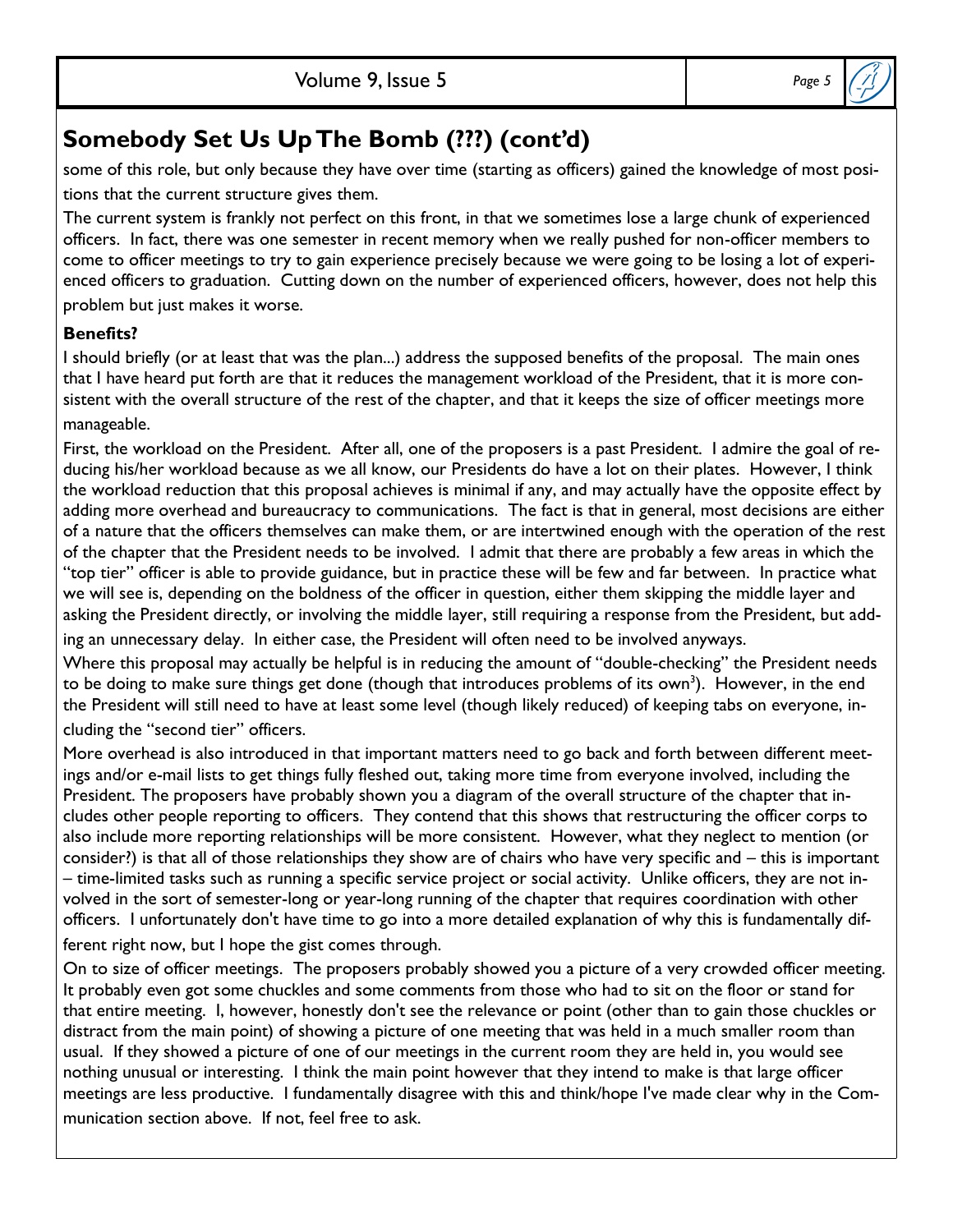## Somebody Set Us Up The Bomb (???) (cont'd)

some of this role, but only because they have over time (starting as officers) gained the knowledge of most positions that the current structure gives them.

The current system is frankly not perfect on this front, in that we sometimes lose a large chunk of experienced officers. In fact, there was one semester in recent memory when we really pushed for non-officer members to come to officer meetings to try to gain experience precisely because we were going to be losing a lot of experienced officers to graduation. Cutting down on the number of experienced officers, however, does not help this problem but just makes it worse.

**Benefits?**

I should briefly (or at least that was the plan...) address the supposed benefits of the proposal. The main ones that I have heard put forth are that it reduces the management workload of the President, that it is more consistent with the overall structure of the rest of the chapter, and that it keeps the size of officer meetings more manageable.

First, the workload on the President. After all, one of the proposers is a past President. I admire the goal of reducing his/her workload because as we all know, our Presidents do have a lot on their plates. However, I think the workload reduction that this proposal achieves is minimal if any, and may actually have the opposite effect by adding more overhead and bureaucracy to communications. The fact is that in general, most decisions are either of a nature that the officers themselves can make them, or are intertwined enough with the operation of the rest of the chapter that the President needs to be involved. I admit that there are probably a few areas in which the "top tier" officer is able to provide guidance, but in practice these will be few and far between. In practice what we will see is, depending on the boldness of the officer in question, either them skipping the middle layer and asking the President directly, or involving the middle layer, still requiring a response from the President, but adding an unnecessary delay. In either case, the President will often need to be involved anyways.

Where this proposal may actually be helpful is in reducing the amount of "double-checking" the President needs to be doing to make sure things get done (though that introduces problems of its own[3]). However, in the end the President will still need to have at least some level (though likely reduced) of keeping tabs on everyone, including the "second tier" officers.

More overhead is also introduced in that important matters need to go back and forth between different meetings and/or e-mail lists to get things fully fleshed out, taking more time from everyone involved, including the President. The proposers have probably shown you a diagram of the overall structure of the chapter that includes other people reporting to officers. They contend that this shows that restructuring the officer corps to also include more reporting relationships will be more consistent. However, what they neglect to mention (or consider?) is that all of those relationships they show are of chairs who have very specific and – this is important – time-limited tasks such as running a specific service project or social activity. Unlike officers, they are not involved in the sort of semester-long or year-long running of the chapter that requires coordination with other officers. I unfortunately don't have time to go into a more detailed explanation of why this is fundamentally different right now, but I hope the gist comes through.

On to size of officer meetings. The proposers probably showed you a picture of a very crowded officer meeting. It probably even got some chuckles and some comments from those who had to sit on the floor or stand for that entire meeting. I, however, honestly don't see the relevance or point (other than to gain those chuckles or distract from the main point) of showing a picture of one meeting that was held in a much smaller room than usual. If they showed a picture of one of our meetings in the current room they are held in, you would see nothing unusual or interesting. I think the main point however that they intend to make is that large officer meetings are less productive. I fundamentally disagree with this and think/hope I've made clear why in the Communication section above. If not, feel free to ask.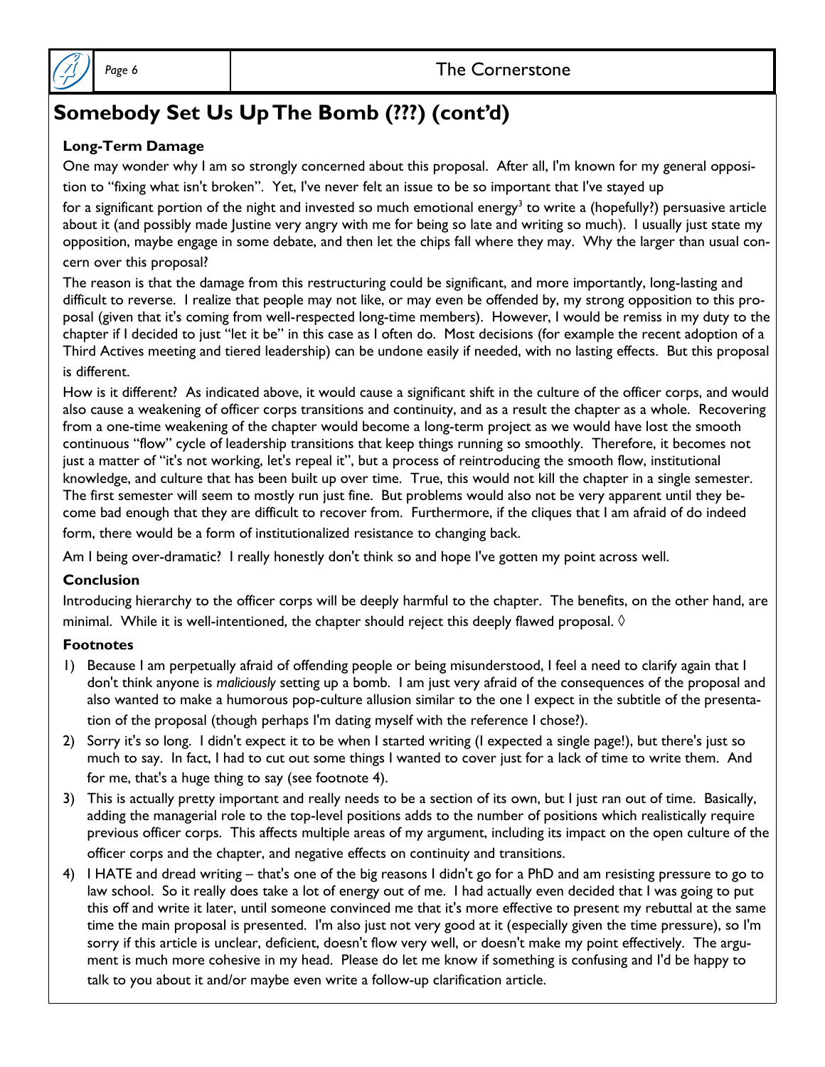## Somebody Set Us Up The Bomb (???) (cont'd)

**Long-Term Damage**

One may wonder why I am so strongly concerned about this proposal. After all, I'm known for my general opposition to "fixing what isn't broken". Yet, I've never felt an issue to be so important that I've stayed up for a significant portion of the night and invested so much emotional energy[3] to write a (hopefully?) persuasive article about it (and possibly made Justine very angry with me for being so late and writing so much). I usually just state my opposition, maybe engage in some debate, and then let the chips fall where they may. Why the larger than usual concern over this proposal?

The reason is that the damage from this restructuring could be significant, and more importantly, long-lasting and difficult to reverse. I realize that people may not like, or may even be offended by, my strong opposition to this proposal (given that it's coming from well-respected long-time members). However, I would be remiss in my duty to the chapter if I decided to just "let it be" in this case as I often do. Most decisions (for example the recent adoption of a Third Actives meeting and tiered leadership) can be undone easily if needed, with no lasting effects. But this proposal is different.

How is it different? As indicated above, it would cause a significant shift in the culture of the officer corps, and would also cause a weakening of officer corps transitions and continuity, and as a result the chapter as a whole. Recovering from a one-time weakening of the chapter would become a long-term project as we would have lost the smooth continuous "flow" cycle of leadership transitions that keep things running so smoothly. Therefore, it becomes not just a matter of "it's not working, let's repeal it", but a process of reintroducing the smooth flow, institutional knowledge, and culture that has been built up over time. True, this would not kill the chapter in a single semester. The first semester will seem to mostly run just fine. But problems would also not be very apparent until they become bad enough that they are difficult to recover from. Furthermore, if the cliques that I am afraid of do indeed form, there would be a form of institutionalized resistance to changing back.

Am I being over-dramatic? I really honestly don't think so and hope I've gotten my point across well.

**Conclusion**

Introducing hierarchy to the officer corps will be deeply harmful to the chapter. The benefits, on the other hand, are minimal. While it is well-intentioned, the chapter should reject this deeply flawed proposal. ◊

**Footnotes**

1) Because I am perpetually afraid of offending people or being misunderstood, I feel a need to clarify again that I don't think anyone is *maliciously* setting up a bomb. I am just very afraid of the consequences of the proposal and also wanted to make a humorous pop-culture allusion similar to the one I expect in the subtitle of the presentation of the proposal (though perhaps I'm dating myself with the reference I chose?).
2) Sorry it's so long. I didn't expect it to be when I started writing (I expected a single page!), but there's just so much to say. In fact, I had to cut out some things I wanted to cover just for a lack of time to write them. And for me, that's a huge thing to say (see footnote 4).
3) This is actually pretty important and really needs to be a section of its own, but I just ran out of time. Basically, adding the managerial role to the top-level positions adds to the number of positions which realistically require previous officer corps. This affects multiple areas of my argument, including its impact on the open culture of the officer corps and the chapter, and negative effects on continuity and transitions.
4) I HATE and dread writing – that's one of the big reasons I didn't go for a PhD and am resisting pressure to go to law school. So it really does take a lot of energy out of me. I had actually even decided that I was going to put this off and write it later, until someone convinced me that it's more effective to present my rebuttal at the same time the main proposal is presented. I'm also just not very good at it (especially given the time pressure), so I'm sorry if this article is unclear, deficient, doesn't flow very well, or doesn't make my point effectively. The argument is much more cohesive in my head. Please do let me know if something is confusing and I'd be happy to talk to you about it and/or maybe even write a follow-up clarification article.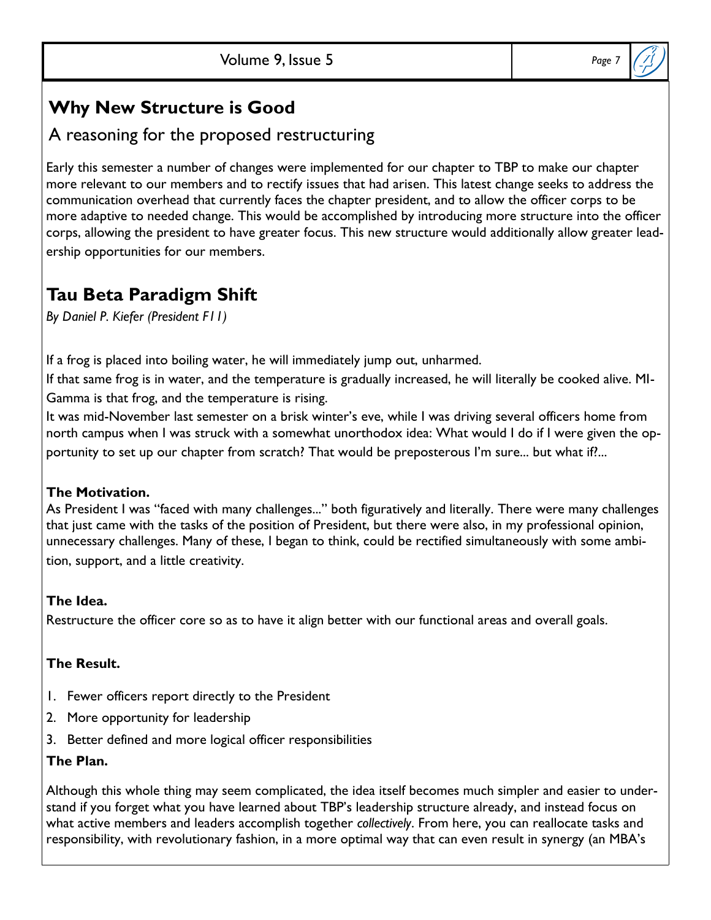## Why New Structure is Good

### A reasoning for the proposed restructuring

Early this semester a number of changes were implemented for our chapter to TBP to make our chapter more relevant to our members and to rectify issues that had arisen. This latest change seeks to address the communication overhead that currently faces the chapter president, and to allow the officer corps to be more adaptive to needed change. This would be accomplished by introducing more structure into the officer corps, allowing the president to have greater focus. This new structure would additionally allow greater leadership opportunities for our members.

## Tau Beta Paradigm Shift

*By Daniel P. Kiefer (President F11)*

If a frog is placed into boiling water, he will immediately jump out, unharmed.

If that same frog is in water, and the temperature is gradually increased, he will literally be cooked alive. MI-Gamma is that frog, and the temperature is rising.

It was mid-November last semester on a brisk winter's eve, while I was driving several officers home from north campus when I was struck with a somewhat unorthodox idea: What would I do if I were given the opportunity to set up our chapter from scratch? That would be preposterous I'm sure... but what if?...

**The Motivation.**

As President I was "faced with many challenges..." both figuratively and literally. There were many challenges that just came with the tasks of the position of President, but there were also, in my professional opinion, unnecessary challenges. Many of these, I began to think, could be rectified simultaneously with some ambition, support, and a little creativity.

**The Idea.**

Restructure the officer core so as to have it align better with our functional areas and overall goals.

**The Result.**

1. Fewer officers report directly to the President
2. More opportunity for leadership
3. Better defined and more logical officer responsibilities

**The Plan.**

Although this whole thing may seem complicated, the idea itself becomes much simpler and easier to understand if you forget what you have learned about TBP's leadership structure already, and instead focus on what active members and leaders accomplish together *collectively*. From here, you can reallocate tasks and responsibility, with revolutionary fashion, in a more optimal way that can even result in synergy (an MBA's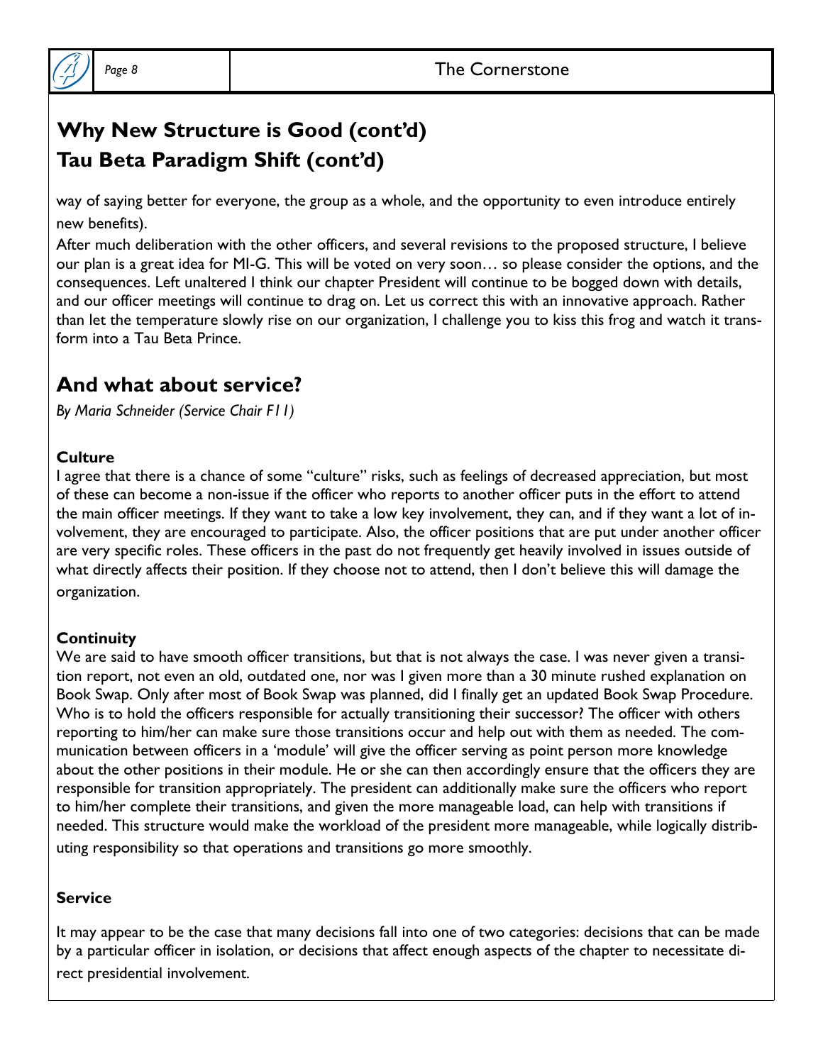## Why New Structure is Good (cont'd)

## Tau Beta Paradigm Shift (cont'd)

way of saying better for everyone, the group as a whole, and the opportunity to even introduce entirely new benefits).

After much deliberation with the other officers, and several revisions to the proposed structure, I believe our plan is a great idea for MI-G. This will be voted on very soon… so please consider the options, and the consequences. Left unaltered I think our chapter President will continue to be bogged down with details, and our officer meetings will continue to drag on. Let us correct this with an innovative approach. Rather than let the temperature slowly rise on our organization, I challenge you to kiss this frog and watch it transform into a Tau Beta Prince.

## And what about service?

*By Maria Schneider (Service Chair F11)*

**Culture**

I agree that there is a chance of some "culture" risks, such as feelings of decreased appreciation, but most of these can become a non-issue if the officer who reports to another officer puts in the effort to attend the main officer meetings. If they want to take a low key involvement, they can, and if they want a lot of involvement, they are encouraged to participate. Also, the officer positions that are put under another officer are very specific roles. These officers in the past do not frequently get heavily involved in issues outside of what directly affects their position. If they choose not to attend, then I don't believe this will damage the organization.

**Continuity**

We are said to have smooth officer transitions, but that is not always the case. I was never given a transition report, not even an old, outdated one, nor was I given more than a 30 minute rushed explanation on Book Swap. Only after most of Book Swap was planned, did I finally get an updated Book Swap Procedure. Who is to hold the officers responsible for actually transitioning their successor? The officer with others reporting to him/her can make sure those transitions occur and help out with them as needed. The communication between officers in a 'module' will give the officer serving as point person more knowledge about the other positions in their module. He or she can then accordingly ensure that the officers they are responsible for transition appropriately. The president can additionally make sure the officers who report to him/her complete their transitions, and given the more manageable load, can help with transitions if needed. This structure would make the workload of the president more manageable, while logically distributing responsibility so that operations and transitions go more smoothly.

**Service**

It may appear to be the case that many decisions fall into one of two categories: decisions that can be made by a particular officer in isolation, or decisions that affect enough aspects of the chapter to necessitate direct presidential involvement.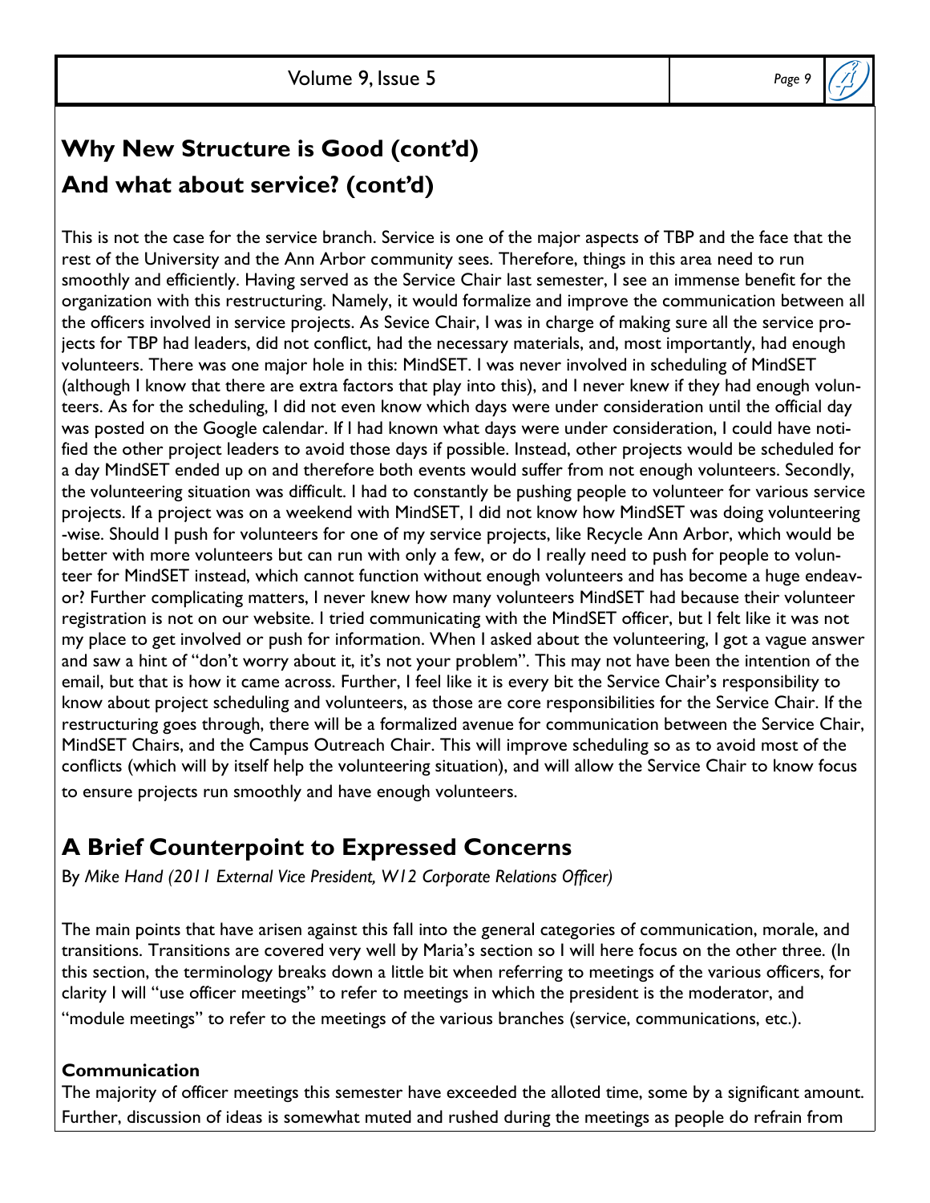## Why New Structure is Good (cont'd)

## And what about service? (cont'd)

This is not the case for the service branch. Service is one of the major aspects of TBP and the face that the rest of the University and the Ann Arbor community sees. Therefore, things in this area need to run smoothly and efficiently. Having served as the Service Chair last semester, I see an immense benefit for the organization with this restructuring. Namely, it would formalize and improve the communication between all the officers involved in service projects. As Sevice Chair, I was in charge of making sure all the service projects for TBP had leaders, did not conflict, had the necessary materials, and, most importantly, had enough volunteers. There was one major hole in this: MindSET. I was never involved in scheduling of MindSET (although I know that there are extra factors that play into this), and I never knew if they had enough volunteers. As for the scheduling, I did not even know which days were under consideration until the official day was posted on the Google calendar. If I had known what days were under consideration, I could have notified the other project leaders to avoid those days if possible. Instead, other projects would be scheduled for a day MindSET ended up on and therefore both events would suffer from not enough volunteers. Secondly, the volunteering situation was difficult. I had to constantly be pushing people to volunteer for various service projects. If a project was on a weekend with MindSET, I did not know how MindSET was doing volunteering-wise. Should I push for volunteers for one of my service projects, like Recycle Ann Arbor, which would be better with more volunteers but can run with only a few, or do I really need to push for people to volunteer for MindSET instead, which cannot function without enough volunteers and has become a huge endeavor? Further complicating matters, I never knew how many volunteers MindSET had because their volunteer registration is not on our website. I tried communicating with the MindSET officer, but I felt like it was not my place to get involved or push for information. When I asked about the volunteering, I got a vague answer and saw a hint of "don't worry about it, it's not your problem". This may not have been the intention of the email, but that is how it came across. Further, I feel like it is every bit the Service Chair's responsibility to know about project scheduling and volunteers, as those are core responsibilities for the Service Chair. If the restructuring goes through, there will be a formalized avenue for communication between the Service Chair, MindSET Chairs, and the Campus Outreach Chair. This will improve scheduling so as to avoid most of the conflicts (which will by itself help the volunteering situation), and will allow the Service Chair to know focus to ensure projects run smoothly and have enough volunteers.

## A Brief Counterpoint to Expressed Concerns

By *Mike Hand (2011 External Vice President, W12 Corporate Relations Officer)*

The main points that have arisen against this fall into the general categories of communication, morale, and transitions. Transitions are covered very well by Maria's section so I will here focus on the other three. (In this section, the terminology breaks down a little bit when referring to meetings of the various officers, for clarity I will "use officer meetings" to refer to meetings in which the president is the moderator, and "module meetings" to refer to the meetings of the various branches (service, communications, etc.).

**Communication**

The majority of officer meetings this semester have exceeded the alloted time, some by a significant amount. Further, discussion of ideas is somewhat muted and rushed during the meetings as people do refrain from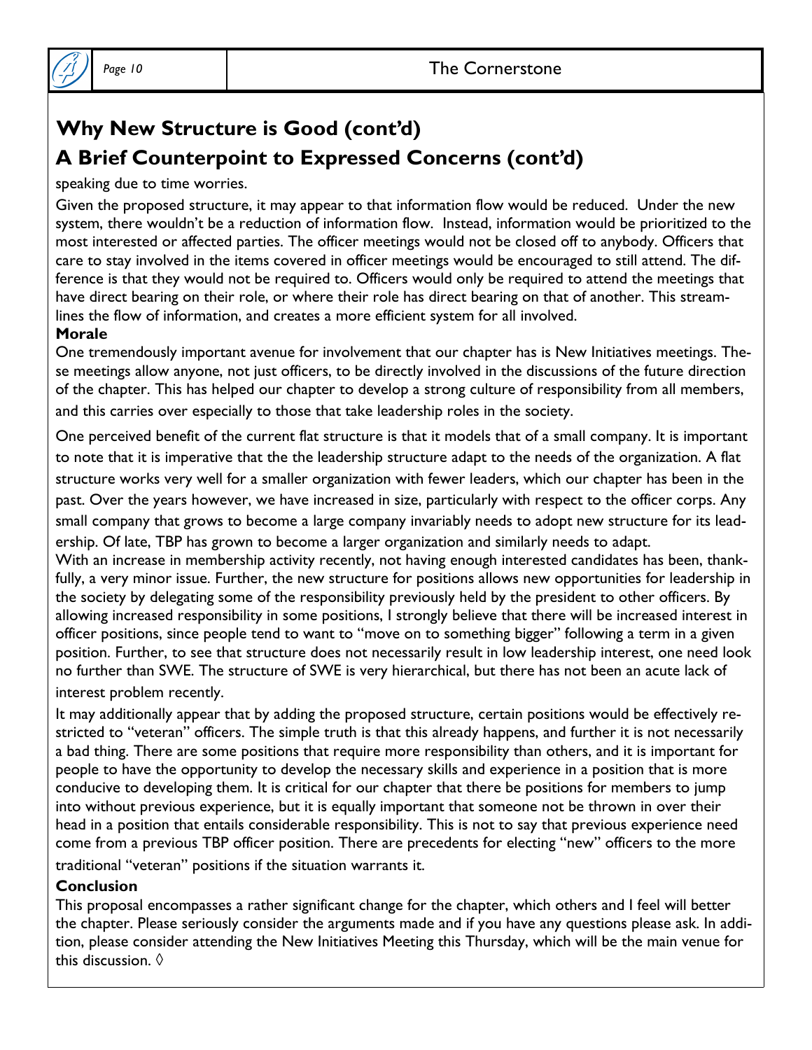## Why New Structure is Good (cont'd)

## A Brief Counterpoint to Expressed Concerns (cont'd)

speaking due to time worries.

Given the proposed structure, it may appear to that information flow would be reduced. Under the new system, there wouldn't be a reduction of information flow. Instead, information would be prioritized to the most interested or affected parties. The officer meetings would not be closed off to anybody. Officers that care to stay involved in the items covered in officer meetings would be encouraged to still attend. The difference is that they would not be required to. Officers would only be required to attend the meetings that have direct bearing on their role, or where their role has direct bearing on that of another. This streamlines the flow of information, and creates a more efficient system for all involved.

**Morale**

One tremendously important avenue for involvement that our chapter has is New Initiatives meetings. These meetings allow anyone, not just officers, to be directly involved in the discussions of the future direction of the chapter. This has helped our chapter to develop a strong culture of responsibility from all members, and this carries over especially to those that take leadership roles in the society.

One perceived benefit of the current flat structure is that it models that of a small company. It is important to note that it is imperative that the the leadership structure adapt to the needs of the organization. A flat structure works very well for a smaller organization with fewer leaders, which our chapter has been in the past. Over the years however, we have increased in size, particularly with respect to the officer corps. Any small company that grows to become a large company invariably needs to adopt new structure for its leadership. Of late, TBP has grown to become a larger organization and similarly needs to adapt.

With an increase in membership activity recently, not having enough interested candidates has been, thankfully, a very minor issue. Further, the new structure for positions allows new opportunities for leadership in the society by delegating some of the responsibility previously held by the president to other officers. By allowing increased responsibility in some positions, I strongly believe that there will be increased interest in officer positions, since people tend to want to "move on to something bigger" following a term in a given position. Further, to see that structure does not necessarily result in low leadership interest, one need look no further than SWE. The structure of SWE is very hierarchical, but there has not been an acute lack of interest problem recently.

It may additionally appear that by adding the proposed structure, certain positions would be effectively restricted to "veteran" officers. The simple truth is that this already happens, and further it is not necessarily a bad thing. There are some positions that require more responsibility than others, and it is important for people to have the opportunity to develop the necessary skills and experience in a position that is more conducive to developing them. It is critical for our chapter that there be positions for members to jump into without previous experience, but it is equally important that someone not be thrown in over their head in a position that entails considerable responsibility. This is not to say that previous experience need come from a previous TBP officer position. There are precedents for electing "new" officers to the more traditional "veteran" positions if the situation warrants it.

**Conclusion**

This proposal encompasses a rather significant change for the chapter, which others and I feel will better the chapter. Please seriously consider the arguments made and if you have any questions please ask. In addition, please consider attending the New Initiatives Meeting this Thursday, which will be the main venue for this discussion. ◊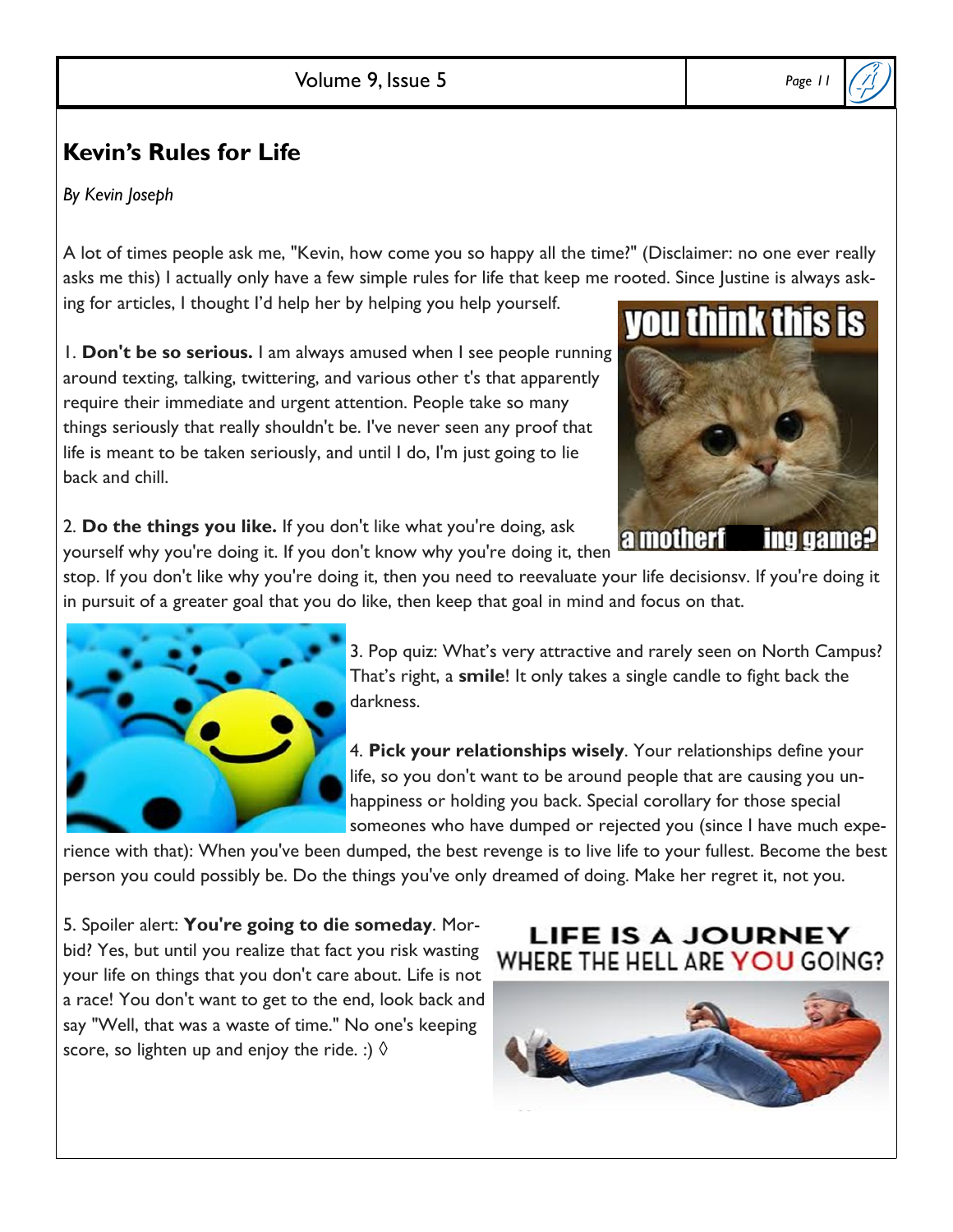## Kevin's Rules for Life

*By Kevin Joseph*

A lot of times people ask me, "Kevin, how come you so happy all the time?" (Disclaimer: no one ever really asks me this) I actually only have a few simple rules for life that keep me rooted. Since Justine is always asking for articles, I thought I'd help her by helping you help yourself.

1. **Don't be so serious.** I am always amused when I see people running around texting, talking, twittering, and various other t's that apparently require their immediate and urgent attention. People take so many things seriously that really shouldn't be. I've never seen any proof that life is meant to be taken seriously, and until I do, I'm just going to lie back and chill.

2. **Do the things you like.** If you don't like what you're doing, ask yourself why you're doing it. If you don't know why you're doing it, then stop. If you don't like why you're doing it, then you need to reevaluate your life decisionsv. If you're doing it in pursuit of a greater goal that you do like, then keep that goal in mind and focus on that.

3. Pop quiz: What's very attractive and rarely seen on North Campus? That's right, a **smile**! It only takes a single candle to fight back the darkness.

4. **Pick your relationships wisely**. Your relationships define your life, so you don't want to be around people that are causing you unhappiness or holding you back. Special corollary for those special someones who have dumped or rejected you (since I have much experience with that): When you've been dumped, the best revenge is to live life to your fullest. Become the best person you could possibly be. Do the things you've only dreamed of doing. Make her regret it, not you.

5. Spoiler alert: **You're going to die someday**. Morbid? Yes, but until you realize that fact you risk wasting your life on things that you don't care about. Life is not a race! You don't want to get to the end, look back and say "Well, that was a waste of time." No one's keeping score, so lighten up and enjoy the ride. :) ◊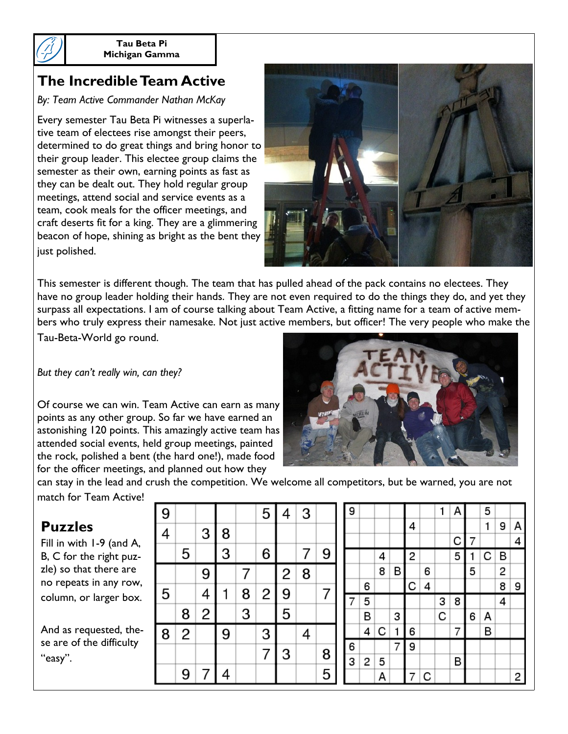**Tau Beta Pi**
**Michigan Gamma**

# The Incredible Team Active

*By: Team Active Commander Nathan McKay*

Every semester Tau Beta Pi witnesses a superlative team of electees rise amongst their peers, determined to do great things and bring honor to their group leader. This electee group claims the semester as their own, earning points as fast as they can be dealt out. They hold regular group meetings, attend social and service events as a team, cook meals for the officer meetings, and craft deserts fit for a king. They are a glimmering beacon of hope, shining as bright as the bent they just polished.

This semester is different though. The team that has pulled ahead of the pack contains no electees. They have no group leader holding their hands. They are not even required to do the things they do, and yet they surpass all expectations. I am of course talking about Team Active, a fitting name for a team of active members who truly express their namesake. Not just active members, but officer! The very people who make the Tau-Beta-World go round.

*But they can't really win, can they?*

Of course we can win. Team Active can earn as many points as any other group. So far we have earned an astonishing 120 points. This amazingly active team has attended social events, held group meetings, painted the rock, polished a bent (the hard one!), made food for the officer meetings, and planned out how they can stay in the lead and crush the competition. We welcome all competitors, but be warned, you are not match for Team Active!

## Puzzles

Fill in with 1-9 (and A, B, C for the right puzzle) so that there are no repeats in any row, column, or larger box.

And as requested, these are of the difficulty "easy".

| | | | | | | | | |
|---|---|---|---|---|---|---|---|---|
| 9 | | | | | 5 | 4 | 3 | |
| 4 | | 3 | 8 | | | | | |
| | 5 | | 3 | | 6 | | 7 | 9 |
| | | 9 | | 7 | | 2 | 8 | |
| 5 | | 4 | 1 | 8 | 2 | 9 | | 7 |
| | 8 | 2 | | 3 | | 5 | | |
| 8 | 2 | | 9 | | 3 | | 4 | |
| | | | | | 7 | 3 | | 8 |
| | 9 | 7 | 4 | | | | | 5 |

| | | | | | | | | | | | |
|---|---|---|---|---|---|---|---|---|---|---|---|
| 9 | | | | | | 1 | A | | 5 | | |
| | | | | 4 | | | | | 1 | 9 | A |
| | | | | | | | C | 7 | | | 4 |
| | | 4 | | 2 | | | 5 | 1 | C | B | |
| | | 8 | B | | 6 | | | 5 | | 2 | |
| | 6 | | | C | 4 | | | | | 8 | 9 |
| 7 | 5 | | | | | 3 | 8 | | | 4 | |
| | B | | 3 | | | C | | 6 | A | | |
| | 4 | C | 1 | 6 | | | 7 | | B | | |
| 6 | | | 7 | 9 | | | | | | | |
| 3 | 2 | 5 | | | | | B | | | | |
| | | A | | 7 | C | | | | | | 2 |